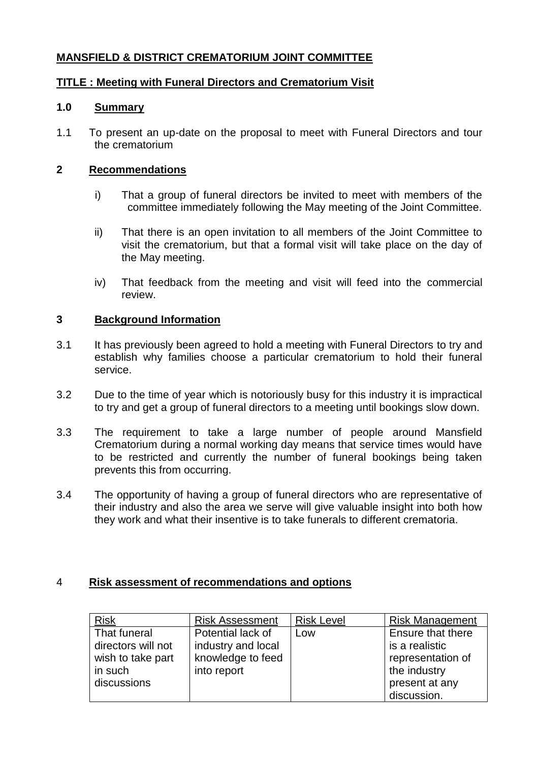**MANSFIELD & DISTRICT CREMATORIUM JOINT COMMITTEE**

**TITLE : Meeting with Funeral Directors and Crematorium Visit**

## 1.0 Summary

1.1 To present an up-date on the proposal to meet with Funeral Directors and tour the crematorium

## 2 Recommendations

i) That a group of funeral directors be invited to meet with members of the committee immediately following the May meeting of the Joint Committee.

ii) That there is an open invitation to all members of the Joint Committee to visit the crematorium, but that a formal visit will take place on the day of the May meeting.

iv) That feedback from the meeting and visit will feed into the commercial review.

## 3 Background Information

3.1 It has previously been agreed to hold a meeting with Funeral Directors to try and establish why families choose a particular crematorium to hold their funeral service.

3.2 Due to the time of year which is notoriously busy for this industry it is impractical to try and get a group of funeral directors to a meeting until bookings slow down.

3.3 The requirement to take a large number of people around Mansfield Crematorium during a normal working day means that service times would have to be restricted and currently the number of funeral bookings being taken prevents this from occurring.

3.4 The opportunity of having a group of funeral directors who are representative of their industry and also the area we serve will give valuable insight into both how they work and what their insentive is to take funerals to different crematoria.

## 4 Risk assessment of recommendations and options

| Risk | Risk Assessment | Risk Level | Risk Management |
|---|---|---|---|
| That funeral directors will not wish to take part in such discussions | Potential lack of industry and local knowledge to feed into report | Low | Ensure that there is a realistic representation of the industry present at any discussion. |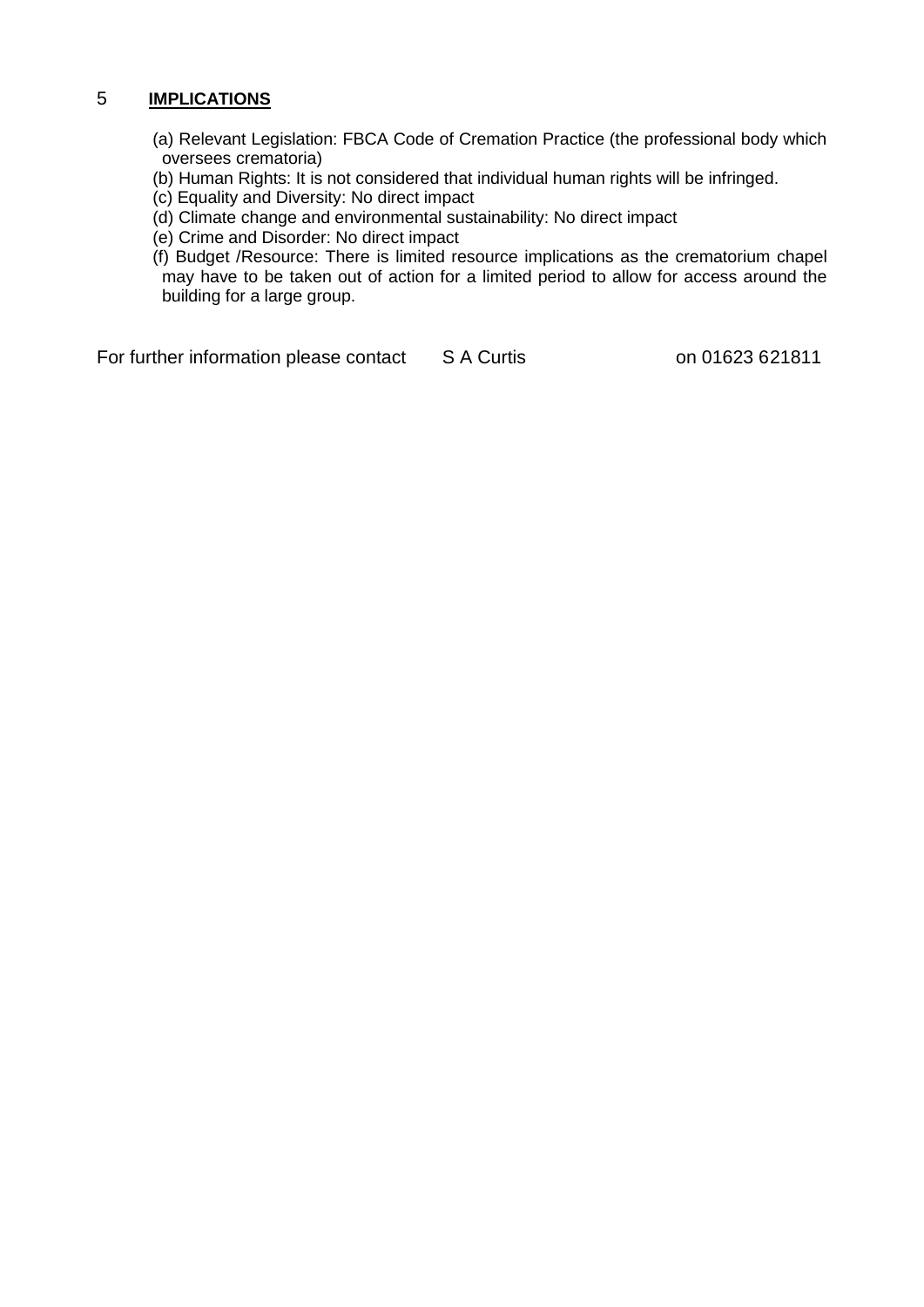## 5 **IMPLICATIONS**

(a) Relevant Legislation: FBCA Code of Cremation Practice (the professional body which oversees crematoria)

(b) Human Rights: It is not considered that individual human rights will be infringed.

(c) Equality and Diversity: No direct impact

(d) Climate change and environmental sustainability: No direct impact

(e) Crime and Disorder: No direct impact

(f) Budget /Resource: There is limited resource implications as the crematorium chapel may have to be taken out of action for a limited period to allow for access around the building for a large group.

For further information please contact S A Curtis on 01623 621811